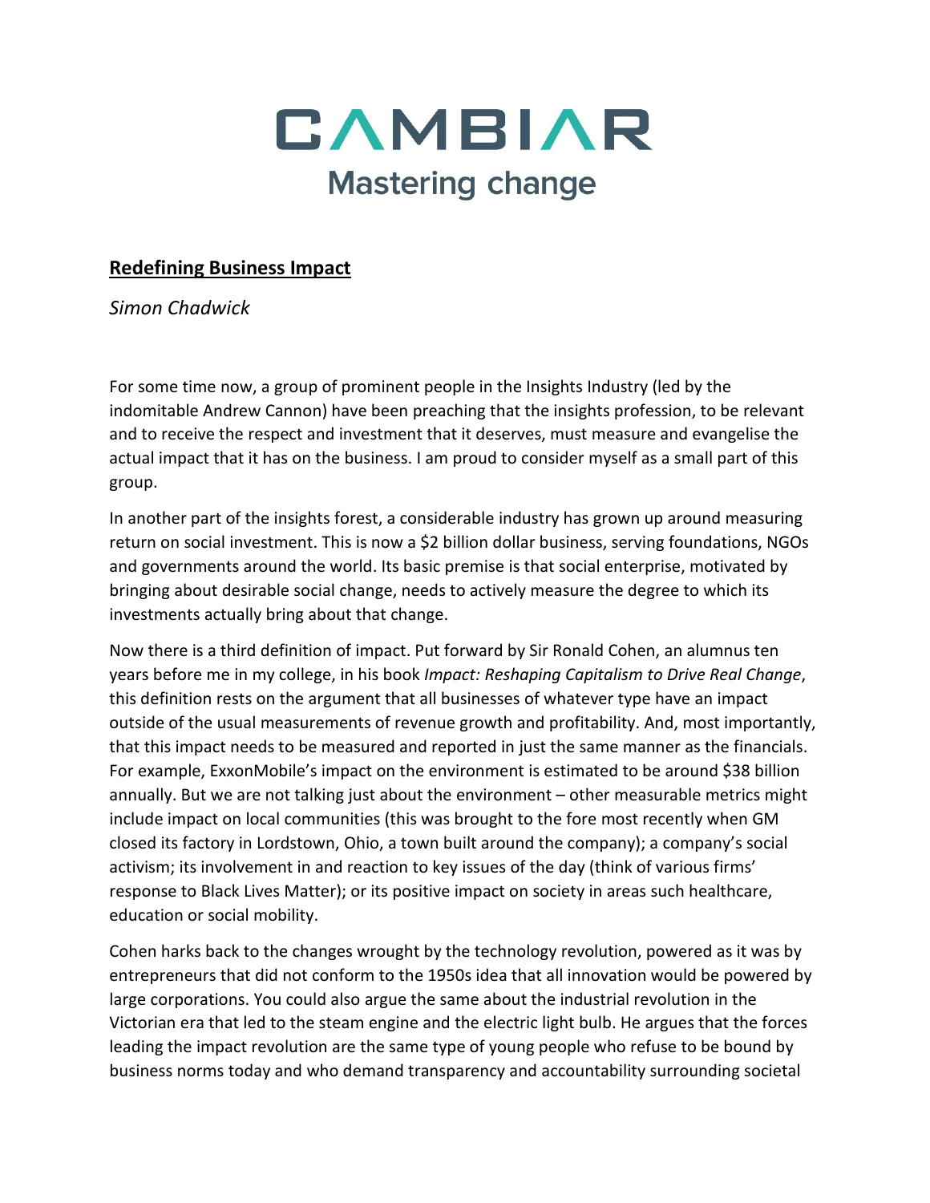# CAMBIAR

Mastering change

## <u>Redefining Business Impact</u>

*Simon Chadwick*

For some time now, a group of prominent people in the Insights Industry (led by the indomitable Andrew Cannon) have been preaching that the insights profession, to be relevant and to receive the respect and investment that it deserves, must measure and evangelise the actual impact that it has on the business. I am proud to consider myself as a small part of this group.

In another part of the insights forest, a considerable industry has grown up around measuring return on social investment. This is now a $2 billion dollar business, serving foundations, NGOs and governments around the world. Its basic premise is that social enterprise, motivated by bringing about desirable social change, needs to actively measure the degree to which its investments actually bring about that change.

Now there is a third definition of impact. Put forward by Sir Ronald Cohen, an alumnus ten years before me in my college, in his book *Impact: Reshaping Capitalism to Drive Real Change*, this definition rests on the argument that all businesses of whatever type have an impact outside of the usual measurements of revenue growth and profitability. And, most importantly, that this impact needs to be measured and reported in just the same manner as the financials. For example, ExxonMobile's impact on the environment is estimated to be around $38 billion annually. But we are not talking just about the environment – other measurable metrics might include impact on local communities (this was brought to the fore most recently when GM closed its factory in Lordstown, Ohio, a town built around the company); a company's social activism; its involvement in and reaction to key issues of the day (think of various firms' response to Black Lives Matter); or its positive impact on society in areas such healthcare, education or social mobility.

Cohen harks back to the changes wrought by the technology revolution, powered as it was by entrepreneurs that did not conform to the 1950s idea that all innovation would be powered by large corporations. You could also argue the same about the industrial revolution in the Victorian era that led to the steam engine and the electric light bulb. He argues that the forces leading the impact revolution are the same type of young people who refuse to be bound by business norms today and who demand transparency and accountability surrounding societal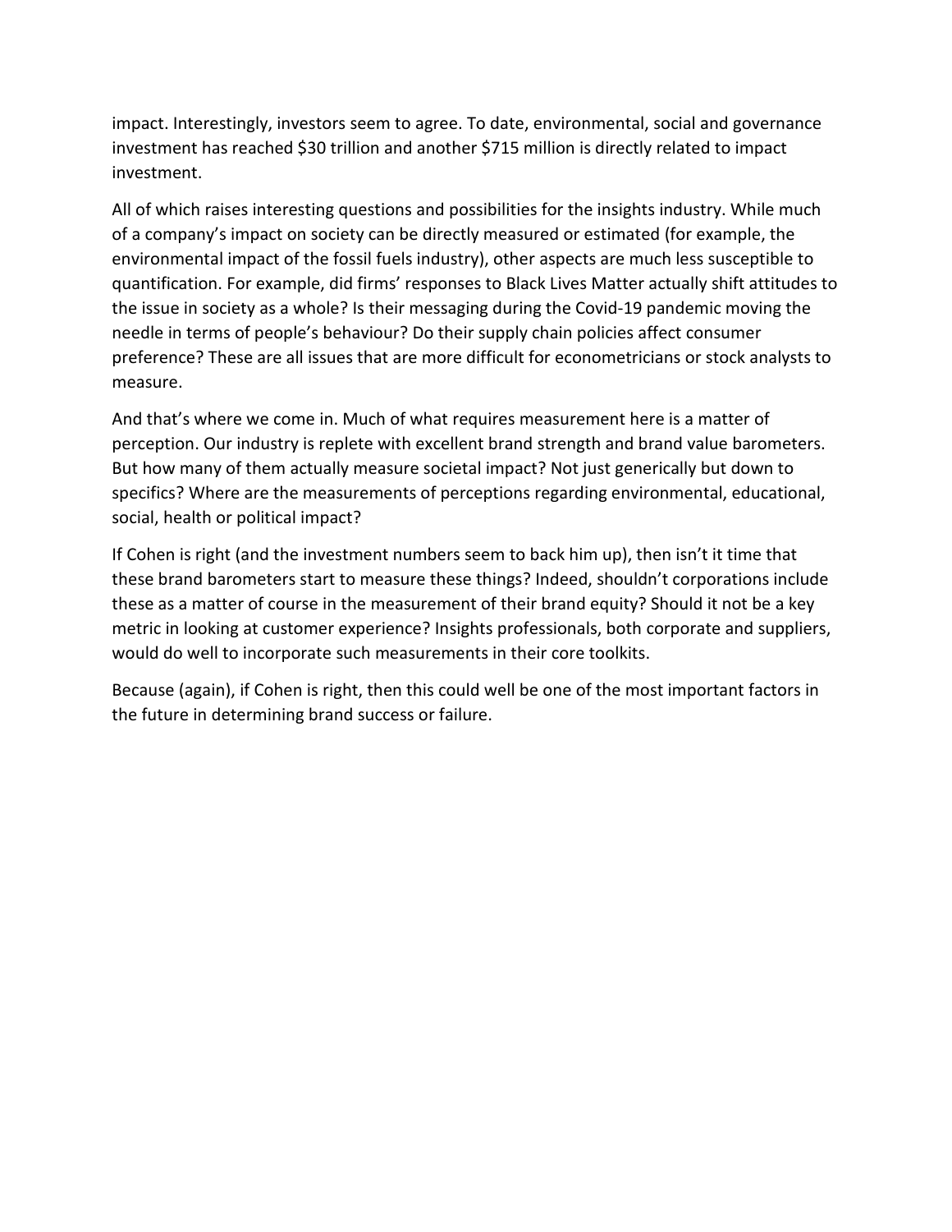impact. Interestingly, investors seem to agree. To date, environmental, social and governance investment has reached $30 trillion and another $715 million is directly related to impact investment.

All of which raises interesting questions and possibilities for the insights industry. While much of a company's impact on society can be directly measured or estimated (for example, the environmental impact of the fossil fuels industry), other aspects are much less susceptible to quantification. For example, did firms' responses to Black Lives Matter actually shift attitudes to the issue in society as a whole? Is their messaging during the Covid-19 pandemic moving the needle in terms of people's behaviour? Do their supply chain policies affect consumer preference? These are all issues that are more difficult for econometricians or stock analysts to measure.

And that's where we come in. Much of what requires measurement here is a matter of perception. Our industry is replete with excellent brand strength and brand value barometers. But how many of them actually measure societal impact? Not just generically but down to specifics? Where are the measurements of perceptions regarding environmental, educational, social, health or political impact?

If Cohen is right (and the investment numbers seem to back him up), then isn't it time that these brand barometers start to measure these things? Indeed, shouldn't corporations include these as a matter of course in the measurement of their brand equity? Should it not be a key metric in looking at customer experience? Insights professionals, both corporate and suppliers, would do well to incorporate such measurements in their core toolkits.

Because (again), if Cohen is right, then this could well be one of the most important factors in the future in determining brand success or failure.